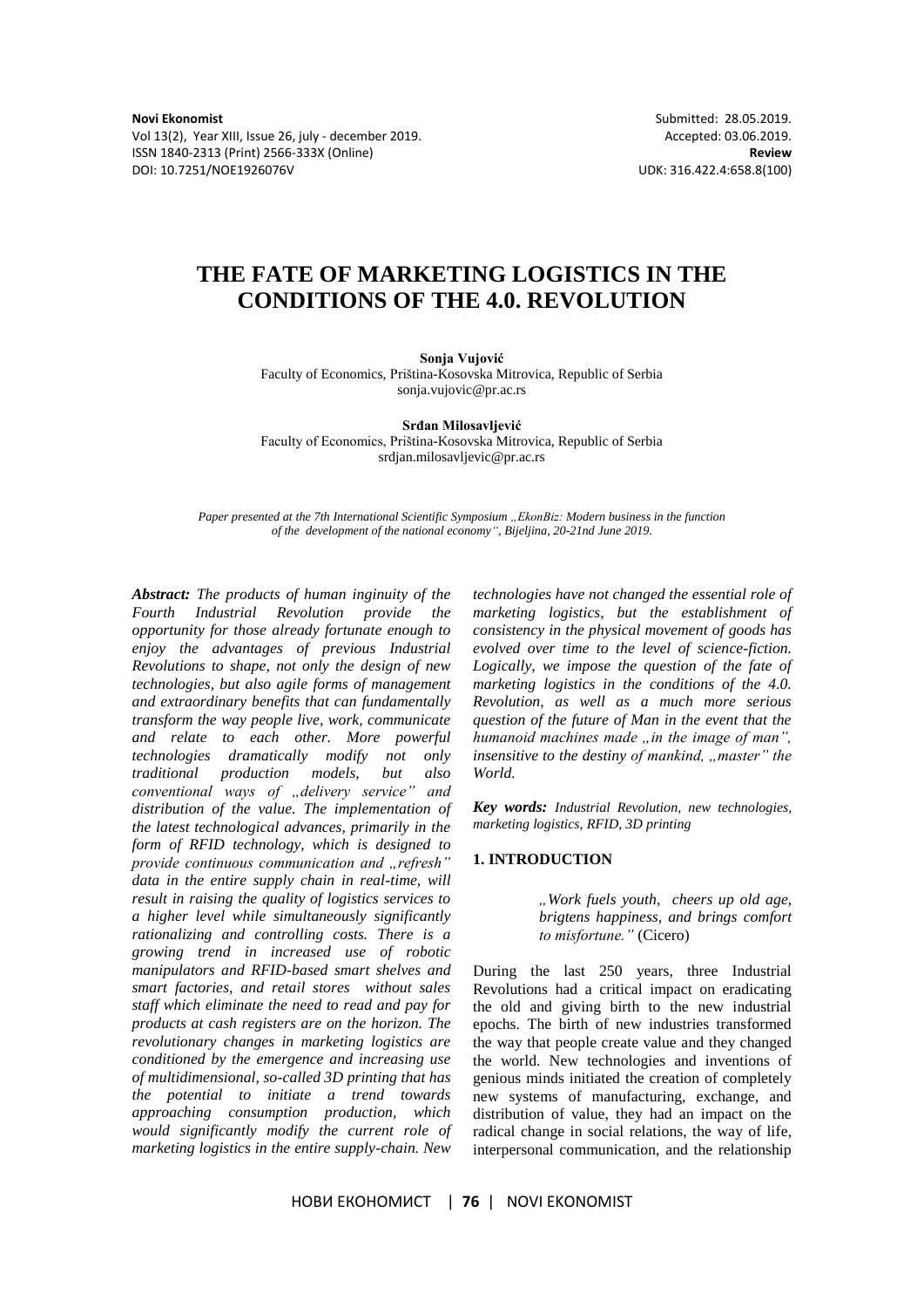Novi Ekonomist
Vol 13(2), Year XIII, Issue 26, july - december 2019.
ISSN 1840-2313 (Print) 2566-333X (Online)
DOI: 10.7251/NOE1926076V

Submitted: 28.05.2019.
Accepted: 03.06.2019.
**Review**
UDK: 316.422.4:658.8(100)

# THE FATE OF MARKETING LOGISTICS IN THE CONDITIONS OF THE 4.0. REVOLUTION

**Sonja Vujović**
Faculty of Economics, Priština-Kosovska Mitrovica, Republic of Serbia
sonja.vujovic@pr.ac.rs

**Srđan Milosavljević**
Faculty of Economics, Priština-Kosovska Mitrovica, Republic of Serbia
srdjan.milosavljevic@pr.ac.rs

*Paper presented at the 7th International Scientific Symposium „EkonBiz: Modern business in the function of the development of the national economy", Bijeljina, 20-21nd June 2019.*

***Abstract:*** *The products of human inginuity of the Fourth Industrial Revolution provide the opportunity for those already fortunate enough to enjoy the advantages of previous Industrial Revolutions to shape, not only the design of new technologies, but also agile forms of management and extraordinary benefits that can fundamentally transform the way people live, work, communicate and relate to each other. More powerful technologies dramatically modify not only traditional production models, but also conventional ways of „delivery service" and distribution of the value. The implementation of the latest technological advances, primarily in the form of RFID technology, which is designed to provide continuous communication and „refresh" data in the entire supply chain in real-time, will result in raising the quality of logistics services to a higher level while simultaneously significantly rationalizing and controlling costs. There is a growing trend in increased use of robotic manipulators and RFID-based smart shelves and smart factories, and retail stores without sales staff which eliminate the need to read and pay for products at cash registers are on the horizon. The revolutionary changes in marketing logistics are conditioned by the emergence and increasing use of multidimensional, so-called 3D printing that has the potential to initiate a trend towards approaching consumption production, which would significantly modify the current role of marketing logistics in the entire supply-chain. New technologies have not changed the essential role of marketing logistics, but the establishment of consistency in the physical movement of goods has evolved over time to the level of science-fiction. Logically, we impose the question of the fate of marketing logistics in the conditions of the 4.0. Revolution, as well as a much more serious question of the future of Man in the event that the humanoid machines made „in the image of man", insensitive to the destiny of mankind, „master" the World.*

***Key words:*** *Industrial Revolution, new technologies, marketing logistics, RFID, 3D printing*

## 1. INTRODUCTION

> *„Work fuels youth, cheers up old age, brigtens happiness, and brings comfort to misfortune."* (Cicero)

During the last 250 years, three Industrial Revolutions had a critical impact on eradicating the old and giving birth to the new industrial epochs. The birth of new industries transformed the way that people create value and they changed the world. New technologies and inventions of genious minds initiated the creation of completely new systems of manufacturing, exchange, and distribution of value, they had an impact on the radical change in social relations, the way of life, interpersonal communication, and the relationship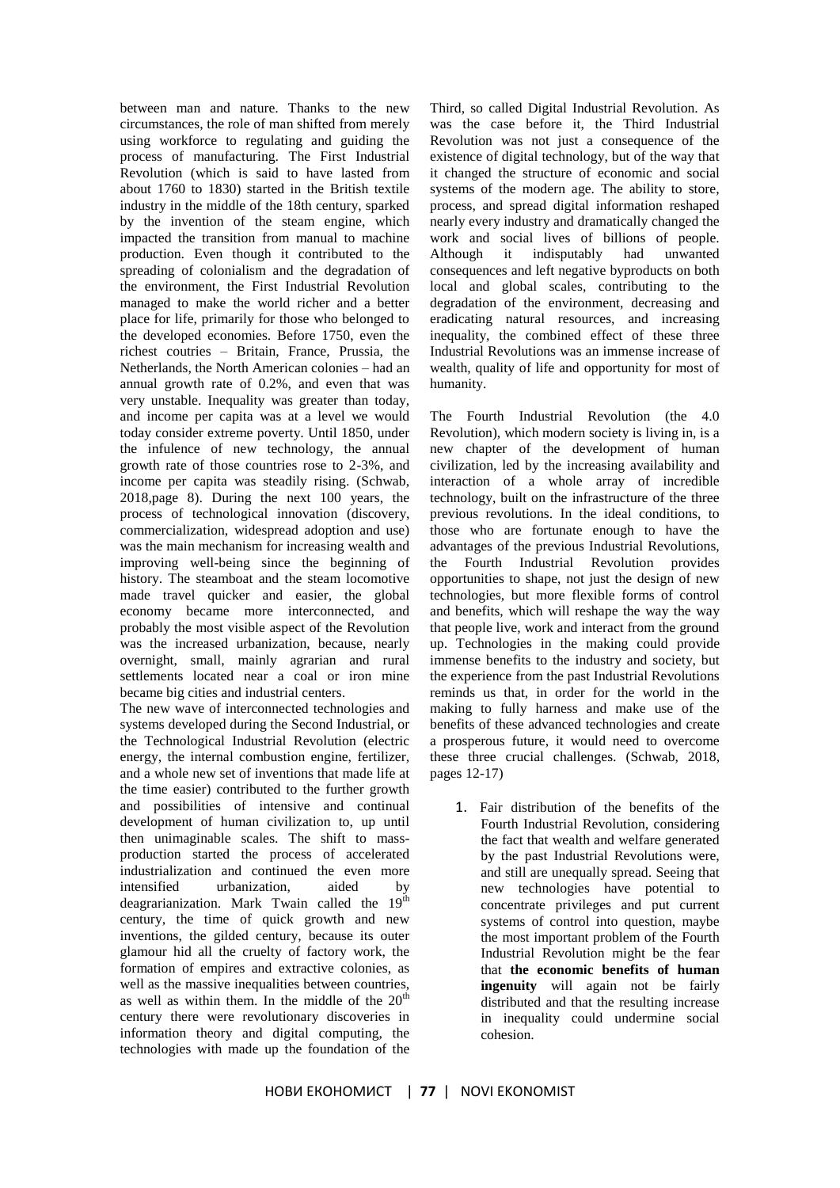between man and nature. Thanks to the new circumstances, the role of man shifted from merely using workforce to regulating and guiding the process of manufacturing. The First Industrial Revolution (which is said to have lasted from about 1760 to 1830) started in the British textile industry in the middle of the 18th century, sparked by the invention of the steam engine, which impacted the transition from manual to machine production. Even though it contributed to the spreading of colonialism and the degradation of the environment, the First Industrial Revolution managed to make the world richer and a better place for life, primarily for those who belonged to the developed economies. Before 1750, even the richest coutries – Britain, France, Prussia, the Netherlands, the North American colonies – had an annual growth rate of 0.2%, and even that was very unstable. Inequality was greater than today, and income per capita was at a level we would today consider extreme poverty. Until 1850, under the infulence of new technology, the annual growth rate of those countries rose to 2-3%, and income per capita was steadily rising. (Schwab, 2018,page 8). During the next 100 years, the process of technological innovation (discovery, commercialization, widespread adoption and use) was the main mechanism for increasing wealth and improving well-being since the beginning of history. The steamboat and the steam locomotive made travel quicker and easier, the global economy became more interconnected, and probably the most visible aspect of the Revolution was the increased urbanization, because, nearly overnight, small, mainly agrarian and rural settlements located near a coal or iron mine became big cities and industrial centers.

The new wave of interconnected technologies and systems developed during the Second Industrial, or the Technological Industrial Revolution (electric energy, the internal combustion engine, fertilizer, and a whole new set of inventions that made life at the time easier) contributed to the further growth and possibilities of intensive and continual development of human civilization to, up until then unimaginable scales. The shift to mass-production started the process of accelerated industrialization and continued the even more intensified urbanization, aided by deagrarianization. Mark Twain called the 19th century, the time of quick growth and new inventions, the gilded century, because its outer glamour hid all the cruelty of factory work, the formation of empires and extractive colonies, as well as the massive inequalities between countries, as well as within them. In the middle of the 20th century there were revolutionary discoveries in information theory and digital computing, the technologies with made up the foundation of the Third, so called Digital Industrial Revolution. As was the case before it, the Third Industrial Revolution was not just a consequence of the existence of digital technology, but of the way that it changed the structure of economic and social systems of the modern age. The ability to store, process, and spread digital information reshaped nearly every industry and dramatically changed the work and social lives of billions of people. Although it indisputably had unwanted consequences and left negative byproducts on both local and global scales, contributing to the degradation of the environment, decreasing and eradicating natural resources, and increasing inequality, the combined effect of these three Industrial Revolutions was an immense increase of wealth, quality of life and opportunity for most of humanity.

The Fourth Industrial Revolution (the 4.0 Revolution), which modern society is living in, is a new chapter of the development of human civilization, led by the increasing availability and interaction of a whole array of incredible technology, built on the infrastructure of the three previous revolutions. In the ideal conditions, to those who are fortunate enough to have the advantages of the previous Industrial Revolutions, the Fourth Industrial Revolution provides opportunities to shape, not just the design of new technologies, but more flexible forms of control and benefits, which will reshape the way the way that people live, work and interact from the ground up. Technologies in the making could provide immense benefits to the industry and society, but the experience from the past Industrial Revolutions reminds us that, in order for the world in the making to fully harness and make use of the benefits of these advanced technologies and create a prosperous future, it would need to overcome these three crucial challenges. (Schwab, 2018, pages 12-17)

1. Fair distribution of the benefits of the Fourth Industrial Revolution, considering the fact that wealth and welfare generated by the past Industrial Revolutions were, and still are unequally spread. Seeing that new technologies have potential to concentrate privileges and put current systems of control into question, maybe the most important problem of the Fourth Industrial Revolution might be the fear that **the economic benefits of human ingenuity** will again not be fairly distributed and that the resulting increase in inequality could undermine social cohesion.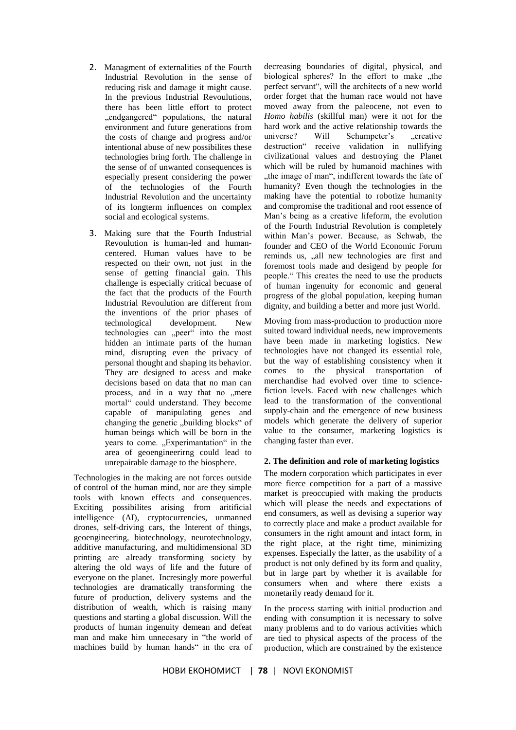2. Managment of externalities of the Fourth Industrial Revolution in the sense of reducing risk and damage it might cause. In the previous Industrial Revoulutions, there has been little effort to protect „endgangered" populations, the natural environment and future generations from the costs of change and progress and/or intentional abuse of new possibilites these technologies bring forth. The challenge in the sense of of unwanted consequences is especially present considering the power of the technologies of the Fourth Industrial Revolution and the uncertainty of its longterm influences on complex social and ecological systems.

3. Making sure that the Fourth Industrial Revoulution is human-led and human-centered. Human values have to be respected on their own, not just in the sense of getting financial gain. This challenge is especially critical becuase of the fact that the products of the Fourth Industrial Revoulution are different from the inventions of the prior phases of technological development. New technologies can „peer" into the most hidden an intimate parts of the human mind, disrupting even the privacy of personal thought and shaping its behavior. They are designed to acess and make decisions based on data that no man can process, and in a way that no „mere mortal" could understand. They become capable of manipulating genes and changing the genetic „building blocks" of human beings which will be born in the years to come. „Experimantation" in the area of geoengineerirng could lead to unrepairable damage to the biosphere.

Technologies in the making are not forces outside of control of the human mind, nor are they simple tools with known effects and consequences. Exciting possibilites arising from aritificial intelligence (AI), cryptocurrencies, unmanned drones, self-driving cars, the Interent of things, geoengineering, biotechnology, neurotechnology, additive manufacturing, and multidimensional 3D printing are already transforming society by altering the old ways of life and the future of everyone on the planet. Incresingly more powerful technologies are dramatically transforming the future of production, delivery systems and the distribution of wealth, which is raising many questions and starting a global discussion. Will the products of human ingenuity demean and defeat man and make him unnecesary in "the world of machines build by human hands" in the era of decreasing boundaries of digital, physical, and biological spheres? In the effort to make „the perfect servant", will the architects of a new world order forget that the human race would not have moved away from the paleocene, not even to *Homo habilis* (skillful man) were it not for the hard work and the active relationship towards the universe? Will Schumpeter's „creative destruction" receive validation in nullifying civilizational values and destroying the Planet which will be ruled by humanoid machines with „the image of man", indifferent towards the fate of humanity? Even though the technologies in the making have the potential to robotize humanity and compromise the traditional and root essence of Man's being as a creative lifeform, the evolution of the Fourth Industrial Revolution is completely within Man's power. Because, as Schwab, the founder and CEO of the World Economic Forum reminds us, „all new technologies are first and foremost tools made and desigend by people for people." This creates the need to use the products of human ingenuity for economic and general progress of the global population, keeping human dignity, and building a better and more just World.

Moving from mass-production to production more suited toward individual needs, new improvements have been made in marketing logistics. New technologies have not changed its essential role, but the way of establishing consistency when it comes to the physical transportation of merchandise had evolved over time to science-fiction levels. Faced with new challenges which lead to the transformation of the conventional supply-chain and the emergence of new business models which generate the delivery of superior value to the consumer, marketing logistics is changing faster than ever.

## 2. The definition and role of marketing logistics

The modern corporation which participates in ever more fierce competition for a part of a massive market is preoccupied with making the products which will please the needs and expectations of end consumers, as well as devising a superior way to correctly place and make a product available for consumers in the right amount and intact form, in the right place, at the right time, minimizing expenses. Especially the latter, as the usability of a product is not only defined by its form and quality, but in large part by whether it is available for consumers when and where there exists a monetarily ready demand for it.

In the process starting with initial production and ending with consumption it is necessary to solve many problems and to do various activities which are tied to physical aspects of the process of the production, which are constrained by the existence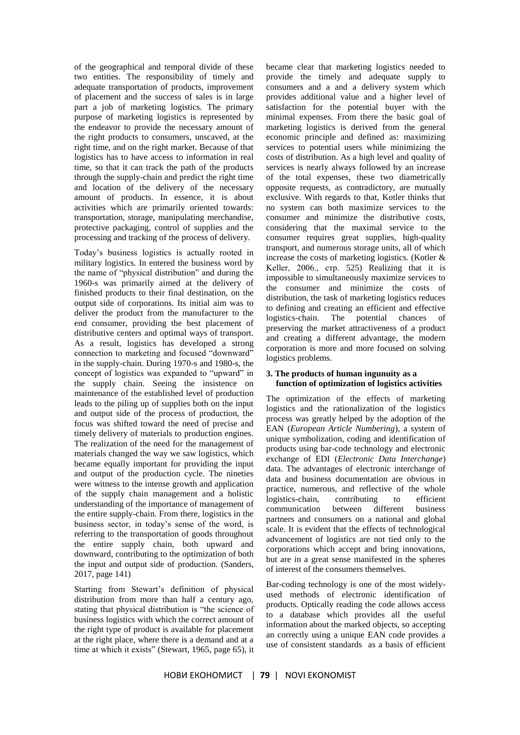of the geographical and temporal divide of these two entities. The responsibility of timely and adequate transportation of products, improvement of placement and the success of sales is in large part a job of marketing logistics. The primary purpose of marketing logistics is represented by the endeavor to provide the necessary amount of the right products to consumers, unscaved, at the right time, and on the right market. Because of that logistics has to have access to information in real time, so that it can track the path of the products through the supply-chain and predict the right time and location of the delivery of the necessary amount of products. In essence, it is about activities which are primarily oriented towards: transportation, storage, manipulating merchandise, protective packaging, control of supplies and the processing and tracking of the process of delivery.

Today's business logistics is actually rooted in military logistics. In entered the business word by the name of "physical distribution" and during the 1960-s was primarily aimed at the delivery of finished products to their final destination, on the output side of corporations. Its initial aim was to deliver the product from the manufacturer to the end consumer, providing the best placement of distributive centers and optimal ways of transport. As a result, logistics has developed a strong connection to marketing and focused "downward" in the supply-chain. During 1970-s and 1980-s, the concept of logistics was expanded to "upward" in the supply chain. Seeing the insistence on maintenance of the established level of production leads to the piling up of supplies both on the input and output side of the process of production, the focus was shifted toward the need of precise and timely delivery of materials to production engines. The realization of the need for the management of materials changed the way we saw logistics, which became equally important for providing the input and output of the production cycle. The nineties were witness to the intense growth and application of the supply chain management and a holistic understanding of the importance of management of the entire supply-chain. From there, logistics in the business sector, in today's sense of the word, is referring to the transportation of goods throughout the entire supply chain, both upward and downward, contributing to the optimization of both the input and output side of production. (Sanders, 2017, page 141)

Starting from Stewart's definition of physical distribution from more than half a century ago, stating that physical distribution is "the science of business logistics with which the correct amount of the right type of product is available for placement at the right place, where there is a demand and at a time at which it exists" (Stewart, 1965, page 65), it became clear that marketing logistics needed to provide the timely and adequate supply to consumers and a and a delivery system which provides additional value and a higher level of satisfaction for the potential buyer with the minimal expenses. From there the basic goal of marketing logistics is derived from the general economic principle and defined as: maximizing services to potential users while minimizing the costs of distribution. As a high level and quality of services is nearly always followed by an increase of the total expenses, these two diametrically opposite requests, as contradictory, are mutually exclusive. With regards to that, Kotler thinks that no system can both maximize services to the consumer and minimize the distributive costs, considering that the maximal service to the consumer requires great supplies, high-quality transport, and numerous storage units, all of which increase the costs of marketing logistics. (Kotler & Keller, 2006., стр. 525) Realizing that it is impossible to simultaneously maximize services to the consumer and minimize the costs of distribution, the task of marketing logistics reduces to defining and creating an efficient and effective logistics-chain. The potential chances of preserving the market attractiveness of a product and creating a different advantage, the modern corporation is more and more focused on solving logistics problems.

### 3. The products of human ingunuity as a function of optimization of logistics activities

The optimization of the effects of marketing logistics and the rationalization of the logistics process was greatly helped by the adoption of the EAN (*European Article Numbering*), a system of unique symbolization, coding and identification of products using bar-code technology and electronic exchange of EDI (*Electronic Data Interchange*) data. The advantages of electronic interchange of data and business documentation are obvious in practice, numerous, and reflective of the whole logistics-chain, contributing to efficient communication between different business partners and consumers on a national and global scale. It is evident that the effects of technological advancement of logistics are not tied only to the corporations which accept and bring innovations, but are in a great sense manifested in the spheres of interest of the consumers themselves.

Bar-coding technology is one of the most widely-used methods of electronic identification of products. Optically reading the code allows access to a database which provides all the useful information about the marked objects, so accepting an correctly using a unique EAN code provides a use of consistent standards as a basis of efficient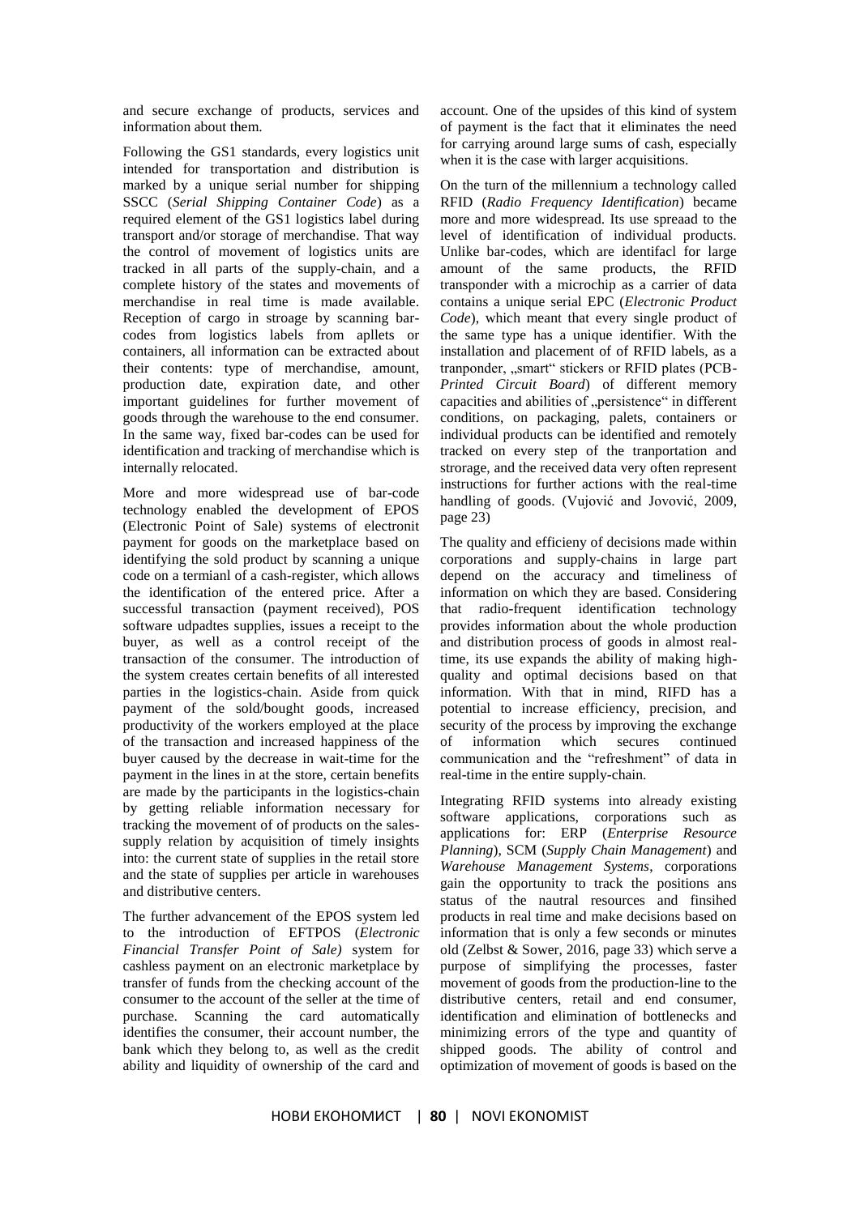and secure exchange of products, services and information about them.

Following the GS1 standards, every logistics unit intended for transportation and distribution is marked by a unique serial number for shipping SSCC (*Serial Shipping Container Code*) as a required element of the GS1 logistics label during transport and/or storage of merchandise. That way the control of movement of logistics units are tracked in all parts of the supply-chain, and a complete history of the states and movements of merchandise in real time is made available. Reception of cargo in stroage by scanning bar-codes from logistics labels from apllets or containers, all information can be extracted about their contents: type of merchandise, amount, production date, expiration date, and other important guidelines for further movement of goods through the warehouse to the end consumer. In the same way, fixed bar-codes can be used for identification and tracking of merchandise which is internally relocated.

More and more widespread use of bar-code technology enabled the development of EPOS (Electronic Point of Sale) systems of electronit payment for goods on the marketplace based on identifying the sold product by scanning a unique code on a termianl of a cash-register, which allows the identification of the entered price. After a successful transaction (payment received), POS software udpadtes supplies, issues a receipt to the buyer, as well as a control receipt of the transaction of the consumer. The introduction of the system creates certain benefits of all interested parties in the logistics-chain. Aside from quick payment of the sold/bought goods, increased productivity of the workers employed at the place of the transaction and increased happiness of the buyer caused by the decrease in wait-time for the payment in the lines in at the store, certain benefits are made by the participants in the logistics-chain by getting reliable information necessary for tracking the movement of of products on the sales-supply relation by acquisition of timely insights into: the current state of supplies in the retail store and the state of supplies per article in warehouses and distributive centers.

The further advancement of the EPOS system led to the introduction of EFTPOS (*Electronic Financial Transfer Point of Sale)* system for cashless payment on an electronic marketplace by transfer of funds from the checking account of the consumer to the account of the seller at the time of purchase. Scanning the card automatically identifies the consumer, their account number, the bank which they belong to, as well as the credit ability and liquidity of ownership of the card and account. One of the upsides of this kind of system of payment is the fact that it eliminates the need for carrying around large sums of cash, especially when it is the case with larger acquisitions.

On the turn of the millennium a technology called RFID (*Radio Frequency Identification*) became more and more widespread. Its use spreaad to the level of identification of individual products. Unlike bar-codes, which are identifacl for large amount of the same products, the RFID transponder with a microchip as a carrier of data contains a unique serial EPC (*Electronic Product Code*), which meant that every single product of the same type has a unique identifier. With the installation and placement of of RFID labels, as a tranponder, „smart" stickers or RFID plates (PCB-*Printed Circuit Board*) of different memory capacities and abilities of „persistence" in different conditions, on packaging, palets, containers or individual products can be identified and remotely tracked on every step of the tranportation and strorage, and the received data very often represent instructions for further actions with the real-time handling of goods. (Vujović and Jovović, 2009, page 23)

The quality and efficieny of decisions made within corporations and supply-chains in large part depend on the accuracy and timeliness of information on which they are based. Considering that radio-frequent identification technology provides information about the whole production and distribution process of goods in almost real-time, its use expands the ability of making high-quality and optimal decisions based on that information. With that in mind, RIFD has a potential to increase efficiency, precision, and security of the process by improving the exchange of information which secures continued communication and the "refreshment" of data in real-time in the entire supply-chain.

Integrating RFID systems into already existing software applications, corporations such as applications for: ERP (*Enterprise Resource Planning*), SCM (*Supply Chain Management*) and *Warehouse Management Systems*, corporations gain the opportunity to track the positions ans status of the nautral resources and finsihed products in real time and make decisions based on information that is only a few seconds or minutes old (Zelbst & Sower, 2016, page 33) which serve a purpose of simplifying the processes, faster movement of goods from the production-line to the distributive centers, retail and end consumer, identification and elimination of bottlenecks and minimizing errors of the type and quantity of shipped goods. The ability of control and optimization of movement of goods is based on the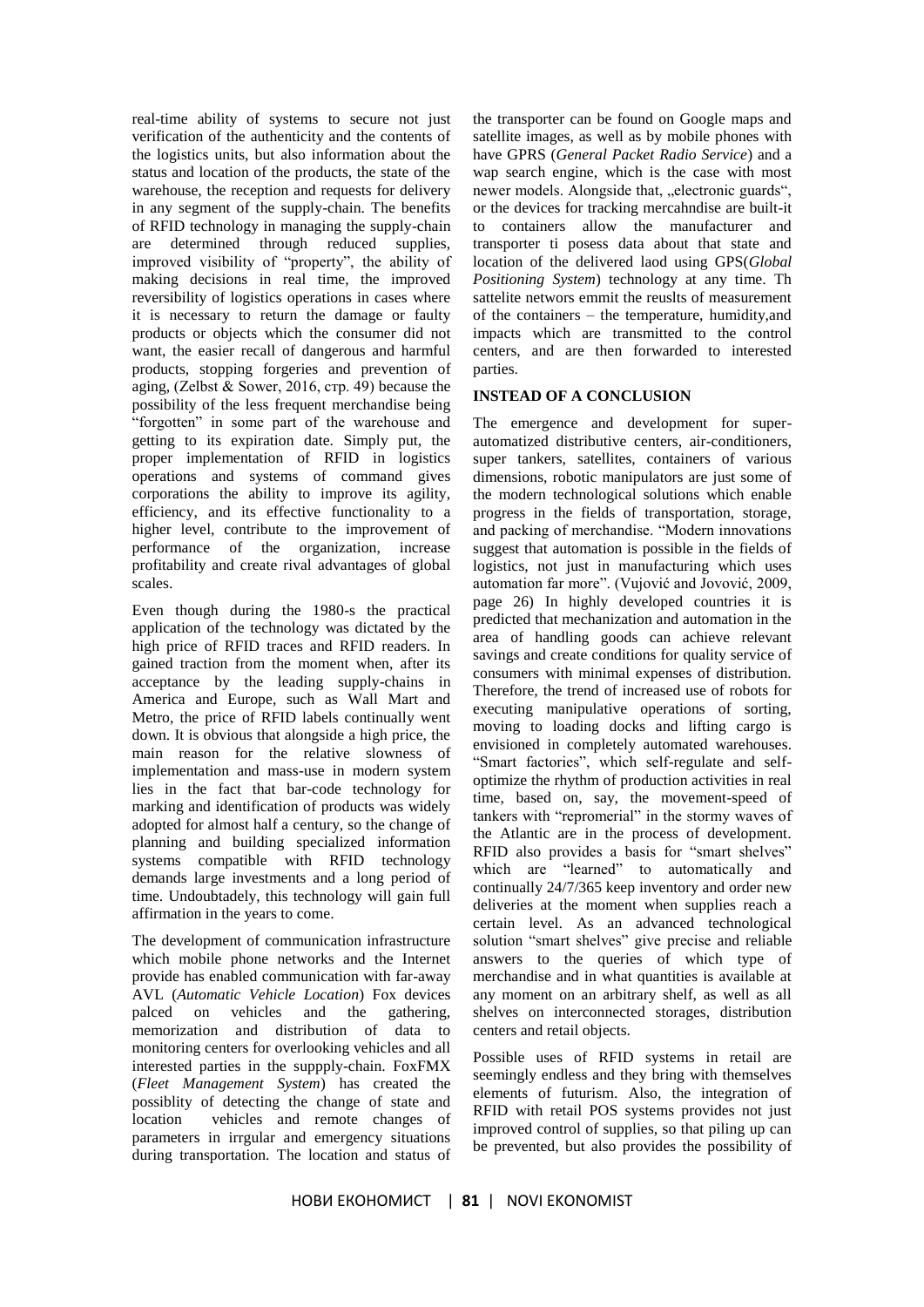real-time ability of systems to secure not just verification of the authenticity and the contents of the logistics units, but also information about the status and location of the products, the state of the warehouse, the reception and requests for delivery in any segment of the supply-chain. The benefits of RFID technology in managing the supply-chain are determined through reduced supplies, improved visibility of "property", the ability of making decisions in real time, the improved reversibility of logistics operations in cases where it is necessary to return the damage or faulty products or objects which the consumer did not want, the easier recall of dangerous and harmful products, stopping forgeries and prevention of aging, (Zelbst & Sower, 2016, стр. 49) because the possibility of the less frequent merchandise being "forgotten" in some part of the warehouse and getting to its expiration date. Simply put, the proper implementation of RFID in logistics operations and systems of command gives corporations the ability to improve its agility, efficiency, and its effective functionality to a higher level, contribute to the improvement of performance of the organization, increase profitability and create rival advantages of global scales.

Even though during the 1980-s the practical application of the technology was dictated by the high price of RFID traces and RFID readers. In gained traction from the moment when, after its acceptance by the leading supply-chains in America and Europe, such as Wall Mart and Metro, the price of RFID labels continually went down. It is obvious that alongside a high price, the main reason for the relative slowness of implementation and mass-use in modern system lies in the fact that bar-code technology for marking and identification of products was widely adopted for almost half a century, so the change of planning and building specialized information systems compatible with RFID technology demands large investments and a long period of time. Undoubtadely, this technology will gain full affirmation in the years to come.

The development of communication infrastructure which mobile phone networks and the Internet provide has enabled communication with far-away AVL (*Automatic Vehicle Location*) Fox devices palced on vehicles and the gathering, memorization and distribution of data to monitoring centers for overlooking vehicles and all interested parties in the suppply-chain. FoxFMX (*Fleet Management System*) has created the possiblity of detecting the change of state and location vehicles and remote changes of parameters in irrgular and emergency situations during transportation. The location and status of the transporter can be found on Google maps and satellite images, as well as by mobile phones with have GPRS (*General Packet Radio Service*) and a wap search engine, which is the case with most newer models. Alongside that, „electronic guards", or the devices for tracking mercahndise are built-it to containers allow the manufacturer and transporter ti posess data about that state and location of the delivered laod using GPS(*Global Positioning System*) technology at any time. Th sattelite networs emmit the reuslts of measurement of the containers – the temperature, humidity,and impacts which are transmitted to the control centers, and are then forwarded to interested parties.

## INSTEAD OF A CONCLUSION

The emergence and development for super-automatized distributive centers, air-conditioners, super tankers, satellites, containers of various dimensions, robotic manipulators are just some of the modern technological solutions which enable progress in the fields of transportation, storage, and packing of merchandise. "Modern innovations suggest that automation is possible in the fields of logistics, not just in manufacturing which uses automation far more". (Vujović and Jovović, 2009, page 26) In highly developed countries it is predicted that mechanization and automation in the area of handling goods can achieve relevant savings and create conditions for quality service of consumers with minimal expenses of distribution. Therefore, the trend of increased use of robots for executing manipulative operations of sorting, moving to loading docks and lifting cargo is envisioned in completely automated warehouses. "Smart factories", which self-regulate and self-optimize the rhythm of production activities in real time, based on, say, the movement-speed of tankers with "repromerial" in the stormy waves of the Atlantic are in the process of development. RFID also provides a basis for "smart shelves" which are "learned" to automatically and continually 24/7/365 keep inventory and order new deliveries at the moment when supplies reach a certain level. As an advanced technological solution "smart shelves" give precise and reliable answers to the queries of which type of merchandise and in what quantities is available at any moment on an arbitrary shelf, as well as all shelves on interconnected storages, distribution centers and retail objects.

Possible uses of RFID systems in retail are seemingly endless and they bring with themselves elements of futurism. Also, the integration of RFID with retail POS systems provides not just improved control of supplies, so that piling up can be prevented, but also provides the possibility of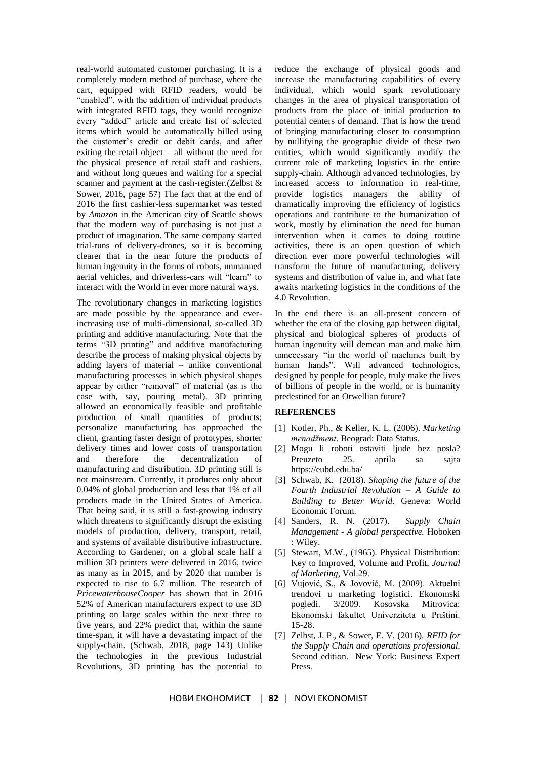real-world automated customer purchasing. It is a completely modern method of purchase, where the cart, equipped with RFID readers, would be "enabled", with the addition of individual products with integrated RFID tags, they would recognize every "added" article and create list of selected items which would be automatically billed using the customer's credit or debit cards, and after exiting the retail object – all without the need for the physical presence of retail staff and cashiers, and without long queues and waiting for a special scanner and payment at the cash-register.(Zelbst & Sower, 2016, page 57) The fact that at the end of 2016 the first cashier-less supermarket was tested by *Amazon* in the American city of Seattle shows that the modern way of purchasing is not just a product of imagination. The same company started trial-runs of delivery-drones, so it is becoming clearer that in the near future the products of human ingenuity in the forms of robots, unmanned aerial vehicles, and driverless-cars will "learn" to interact with the World in ever more natural ways.

The revolutionary changes in marketing logistics are made possible by the appearance and ever-increasing use of multi-dimensional, so-called 3D printing and additive manufacturing. Note that the terms "3D printing" and additive manufacturing describe the process of making physical objects by adding layers of material – unlike conventional manufacturing processes in which physical shapes appear by either "removal" of material (as is the case with, say, pouring metal). 3D printing allowed an economically feasible and profitable production of small quantities of products; personalize manufacturing has approached the client, granting faster design of prototypes, shorter delivery times and lower costs of transportation and therefore the decentralization of manufacturing and distribution. 3D printing still is not mainstream. Currently, it produces only about 0.04% of global production and less that 1% of all products made in the United States of America. That being said, it is still a fast-growing industry which threatens to significantly disrupt the existing models of production, delivery, transport, retail, and systems of available distributive infrastructure. According to Gardener, on a global scale half a million 3D printers were delivered in 2016, twice as many as in 2015, and by 2020 that number is expected to rise to 6.7 million. The research of *PricewaterhouseCooper* has shown that in 2016 52% of American manufacturers expect to use 3D printing on large scales within the next three to five years, and 22% predict that, within the same time-span, it will have a devastating impact of the supply-chain. (Schwab, 2018, page 143) Unlike the technologies in the previous Industrial Revolutions, 3D printing has the potential to reduce the exchange of physical goods and increase the manufacturing capabilities of every individual, which would spark revolutionary changes in the area of physical transportation of products from the place of initial production to potential centers of demand. That is how the trend of bringing manufacturing closer to consumption by nullifying the geographic divide of these two entities, which would significantly modify the current role of marketing logistics in the entire supply-chain. Although advanced technologies, by increased access to information in real-time, provide logistics managers the ability of dramatically improving the efficiency of logistics operations and contribute to the humanization of work, mostly by elimination the need for human intervention when it comes to doing routine activities, there is an open question of which direction ever more powerful technologies will transform the future of manufacturing, delivery systems and distribution of value in, and what fate awaits marketing logistics in the conditions of the 4.0 Revolution.

In the end there is an all-present concern of whether the era of the closing gap between digital, physical and biological spheres of products of human ingenuity will demean man and make him unnecessary "in the world of machines built by human hands". Will advanced technologies, designed by people for people, truly make the lives of billions of people in the world, or is humanity predestined for an Orwellian future?

## REFERENCES

[1] Kotler, Ph., & Keller, K. L. (2006). *Marketing menadžment*. Beograd: Data Status.

[2] Mogu li roboti ostaviti ljude bez posla? Preuzeto 25. aprila sa sajta https://eubd.edu.ba/

[3] Schwab, K. (2018). *Shaping the future of the Fourth Industrial Revolution – A Guide to Building to Better World*. Geneva: World Economic Forum.

[4] Sanders, R. N. (2017). *Supply Chain Management - A global perspective.* Hoboken : Wiley.

[5] Stewart, M.W., (1965). Physical Distribution: Key to Improved, Volume and Profit, *Journal of Marketing*, Vol.29.

[6] Vujović, S., & Jovović, M. (2009). Aktuelni trendovi u marketing logistici. Ekonomski pogledi. 3/2009. Kosovska Mitrovica: Ekonomski fakultet Univerziteta u Prištini. 15-28.

[7] Zelbst, J. P., & Sower, E. V. (2016). *RFID for the Supply Chain and operations professional.* Second edition. New York: Business Expert Press.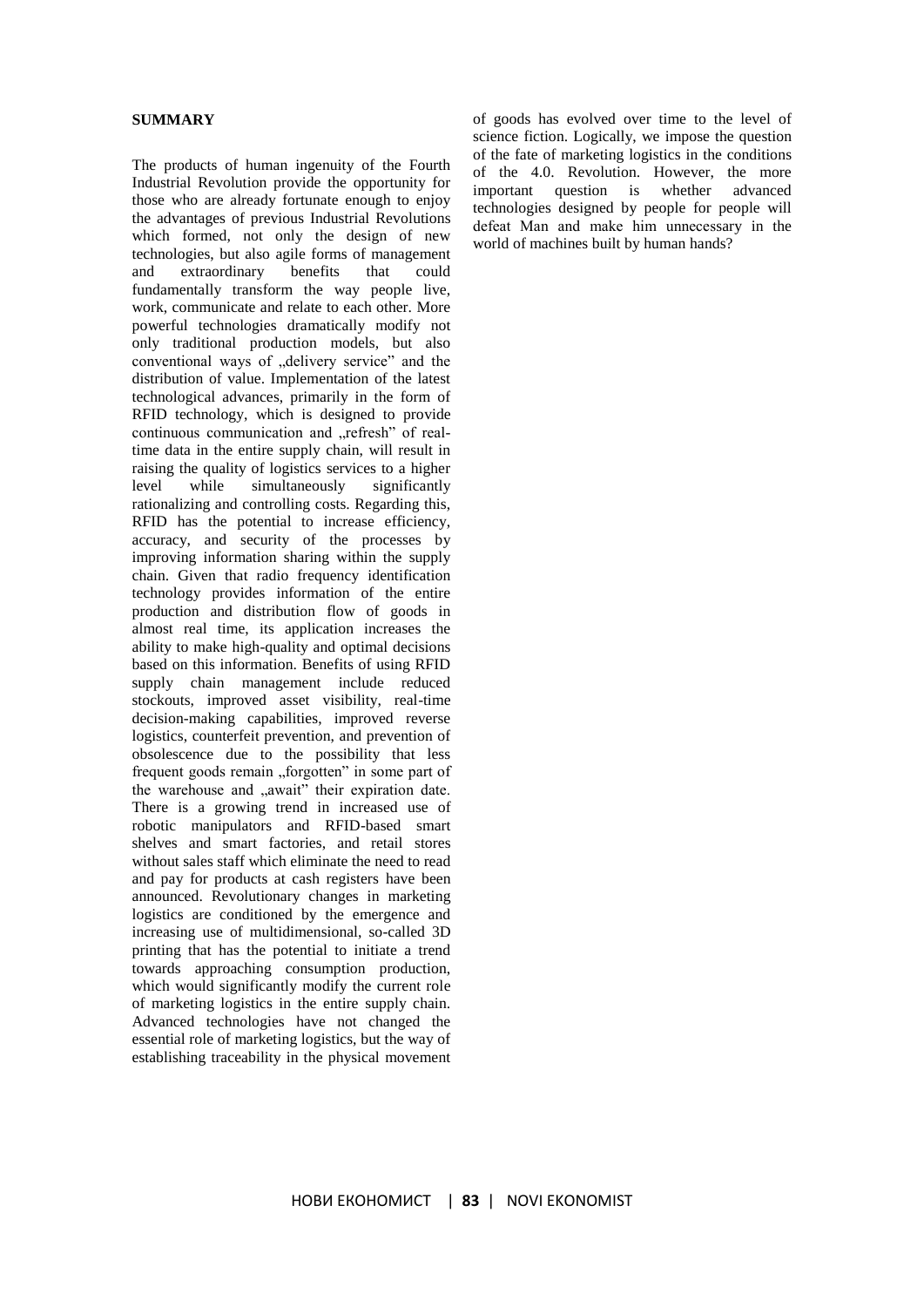## SUMMARY

The products of human ingenuity of the Fourth Industrial Revolution provide the opportunity for those who are already fortunate enough to enjoy the advantages of previous Industrial Revolutions which formed, not only the design of new technologies, but also agile forms of management and extraordinary benefits that could fundamentally transform the way people live, work, communicate and relate to each other. More powerful technologies dramatically modify not only traditional production models, but also conventional ways of „delivery service" and the distribution of value. Implementation of the latest technological advances, primarily in the form of RFID technology, which is designed to provide continuous communication and „refresh" of real-time data in the entire supply chain, will result in raising the quality of logistics services to a higher level while simultaneously significantly rationalizing and controlling costs. Regarding this, RFID has the potential to increase efficiency, accuracy, and security of the processes by improving information sharing within the supply chain. Given that radio frequency identification technology provides information of the entire production and distribution flow of goods in almost real time, its application increases the ability to make high-quality and optimal decisions based on this information. Benefits of using RFID supply chain management include reduced stockouts, improved asset visibility, real-time decision-making capabilities, improved reverse logistics, counterfeit prevention, and prevention of obsolescence due to the possibility that less frequent goods remain „forgotten" in some part of the warehouse and „await" their expiration date. There is a growing trend in increased use of robotic manipulators and RFID-based smart shelves and smart factories, and retail stores without sales staff which eliminate the need to read and pay for products at cash registers have been announced. Revolutionary changes in marketing logistics are conditioned by the emergence and increasing use of multidimensional, so-called 3D printing that has the potential to initiate a trend towards approaching consumption production, which would significantly modify the current role of marketing logistics in the entire supply chain. Advanced technologies have not changed the essential role of marketing logistics, but the way of establishing traceability in the physical movement of goods has evolved over time to the level of science fiction. Logically, we impose the question of the fate of marketing logistics in the conditions of the 4.0. Revolution. However, the more important question is whether advanced technologies designed by people for people will defeat Man and make him unnecessary in the world of machines built by human hands?